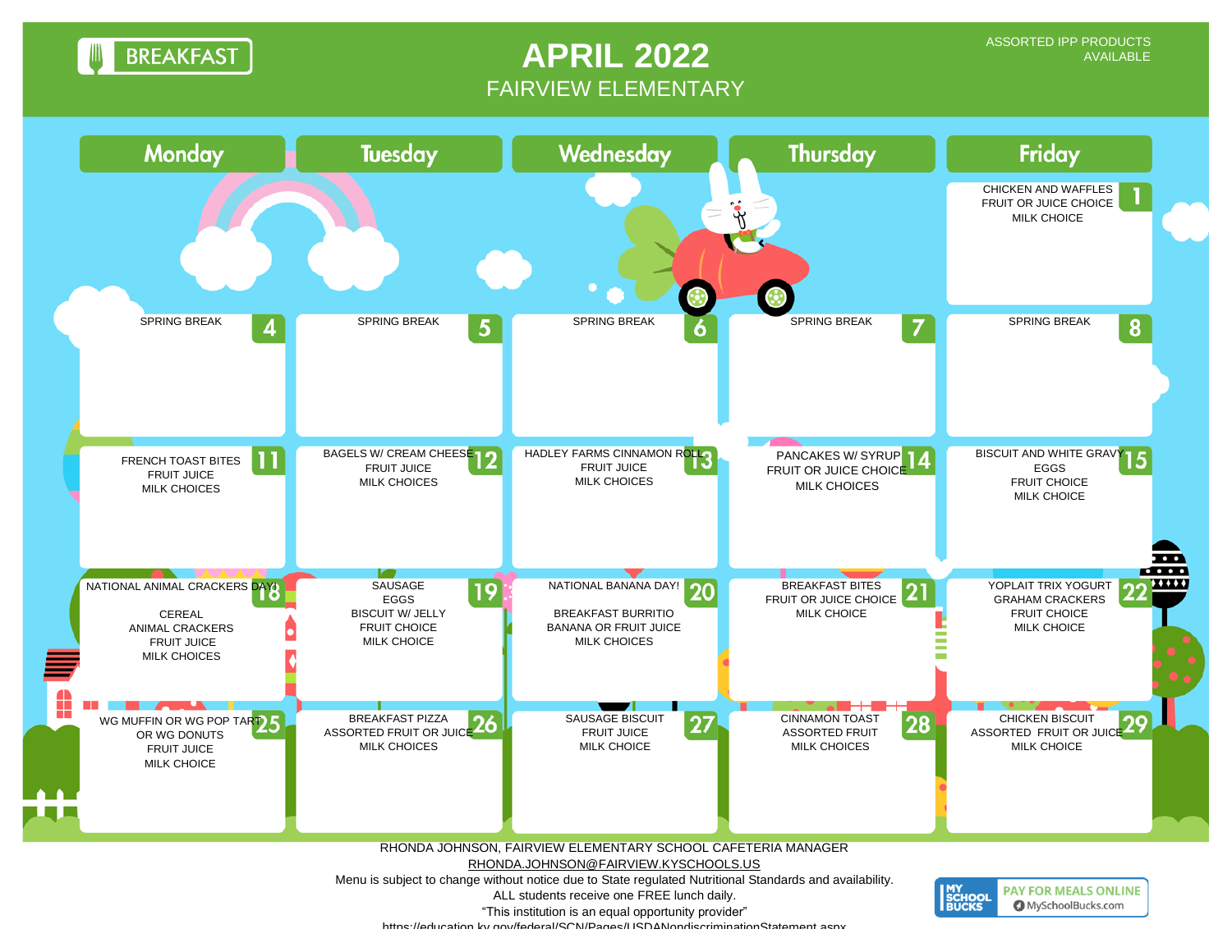BREAKFAST

# APRIL 2022

## FAIRVIEW ELEMENTARY

ASSORTED IPP PRODUCTS AVAILABLE

| Monday | Tuesday | Wednesday | Thursday | Friday |
|---|---|---|---|---|
| | | | | **1** CHICKEN AND WAFFLES<br>FRUIT OR JUICE CHOICE<br>MILK CHOICE |
| **4** SPRING BREAK | **5** SPRING BREAK | **6** SPRING BREAK | **7** SPRING BREAK | **8** SPRING BREAK |
| **11** FRENCH TOAST BITES<br>FRUIT JUICE<br>MILK CHOICES | **12** BAGELS W/ CREAM CHEESE<br>FRUIT JUICE<br>MILK CHOICES | **13** HADLEY FARMS CINNAMON ROLL<br>FRUIT JUICE<br>MILK CHOICES | **14** PANCAKES W/ SYRUP<br>FRUIT OR JUICE CHOICE<br>MILK CHOICES | **15** BISCUIT AND WHITE GRAVY<br>EGGS<br>FRUIT CHOICE<br>MILK CHOICE |
| **18** NATIONAL ANIMAL CRACKERS DAY!<br>CEREAL<br>ANIMAL CRACKERS<br>FRUIT JUICE<br>MILK CHOICES | **19** SAUSAGE<br>EGGS<br>BISCUIT W/ JELLY<br>FRUIT CHOICE<br>MILK CHOICE | **20** NATIONAL BANANA DAY!<br>BREAKFAST BURRITIO<br>BANANA OR FRUIT JUICE<br>MILK CHOICES | **21** BREAKFAST BITES<br>FRUIT OR JUICE CHOICE<br>MILK CHOICE | **22** YOPLAIT TRIX YOGURT<br>GRAHAM CRACKERS<br>FRUIT CHOICE<br>MILK CHOICE |
| **25** WG MUFFIN OR WG POP TART<br>OR WG DONUTS<br>FRUIT JUICE<br>MILK CHOICE | **26** BREAKFAST PIZZA<br>ASSORTED FRUIT OR JUICE<br>MILK CHOICES | **27** SAUSAGE BISCUIT<br>FRUIT JUICE<br>MILK CHOICE | **28** CINNAMON TOAST<br>ASSORTED FRUIT<br>MILK CHOICES | **29** CHICKEN BISCUIT<br>ASSORTED FRUIT OR JUICE<br>MILK CHOICE |

RHONDA JOHNSON, FAIRVIEW ELEMENTARY SCHOOL CAFETERIA MANAGER

RHONDA.JOHNSON@FAIRVIEW.KYSCHOOLS.US

Menu is subject to change without notice due to State regulated Nutritional Standards and availability.

ALL students receive one FREE lunch daily.

"This institution is an equal opportunity provider"

https://education.ky.gov/federal/SCN/Pages/USDANondiscriminationStatement.aspx

MY SCHOOL BUCKS — PAY FOR MEALS ONLINE — MySchoolBucks.com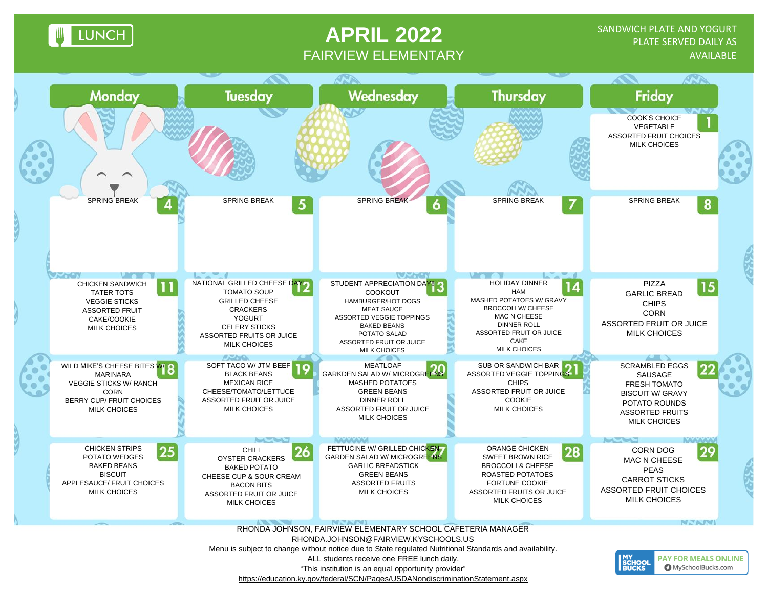LUNCH

# APRIL 2022

## FAIRVIEW ELEMENTARY

SANDWICH PLATE AND YOGURT PLATE SERVED DAILY AS AVAILABLE

| Monday | Tuesday | Wednesday | Thursday | Friday |
|---|---|---|---|---|
| | | | | **1** COOK'S CHOICE<br>VEGETABLE<br>ASSORTED FRUIT CHOICES<br>MILK CHOICES |
| **4** SPRING BREAK | **5** SPRING BREAK | **6** SPRING BREAK | **7** SPRING BREAK | **8** SPRING BREAK |
| **11** CHICKEN SANDWICH<br>TATER TOTS<br>VEGGIE STICKS<br>ASSORTED FRUIT<br>CAKE/COOKIE<br>MILK CHOICES | **12** NATIONAL GRILLED CHEESE DAY!<br>TOMATO SOUP<br>GRILLED CHEESE<br>CRACKERS<br>YOGURT<br>CELERY STICKS<br>ASSORTED FRUITS OR JUICE<br>MILK CHOICES | **13** STUDENT APPRECIATION DAY!<br>COOKOUT<br>HAMBURGER/HOT DOGS<br>MEAT SAUCE<br>ASSORTED VEGGIE TOPPINGS<br>BAKED BEANS<br>POTATO SALAD<br>ASSORTED FRUIT OR JUICE<br>MILK CHOICES | **14** HOLIDAY DINNER<br>HAM<br>MASHED POTATOES W/ GRAVY<br>BROCCOLI W/ CHEESE<br>MAC N CHEESE<br>DINNER ROLL<br>ASSORTED FRUIT OR JUICE<br>CAKE<br>MILK CHOICES | **15** PIZZA<br>GARLIC BREAD<br>CHIPS<br>CORN<br>ASSORTED FRUIT OR JUICE<br>MILK CHOICES |
| **18** WILD MIKE'S CHEESE BITES W/ MARINARA<br>VEGGIE STICKS W/ RANCH<br>CORN<br>BERRY CUP/ FRUIT CHOICES<br>MILK CHOICES | **19** SOFT TACO W/ JTM BEEF<br>BLACK BEANS<br>MEXICAN RICE<br>CHEESE/TOMATO/LETTUCE<br>ASSORTED FRUIT OR JUICE<br>MILK CHOICES | **20** MEATLOAF<br>GARKDEN SALAD W/ MICROGREENS<br>MASHED POTATOES<br>GREEN BEANS<br>DINNER ROLL<br>ASSORTED FRUIT OR JUICE<br>MILK CHOICES | **21** SUB OR SANDWICH BAR<br>ASSORTED VEGGIE TOPPINGS<br>CHIPS<br>ASSORTED FRUIT OR JUICE<br>COOKIE<br>MILK CHOICES | **22** SCRAMBLED EGGS<br>SAUSAGE<br>FRESH TOMATO<br>BISCUIT W/ GRAVY<br>POTATO ROUNDS<br>ASSORTED FRUITS<br>MILK CHOICES |
| **25** CHICKEN STRIPS<br>POTATO WEDGES<br>BAKED BEANS<br>BISCUIT<br>APPLESAUCE/ FRUIT CHOICES<br>MILK CHOICES | **26** CHILI<br>OYSTER CRACKERS<br>BAKED POTATO<br>CHEESE CUP & SOUR CREAM<br>BACON BITS<br>ASSORTED FRUIT OR JUICE<br>MILK CHOICES | **27** FETTUCINE W/ GRILLED CHICKEN<br>GARDEN SALAD W/ MICROGREENS<br>GARLIC BREADSTICK<br>GREEN BEANS<br>ASSORTED FRUITS<br>MILK CHOICES | **28** ORANGE CHICKEN<br>SWEET BROWN RICE<br>BROCCOLI & CHEESE<br>ROASTED POTATOES<br>FORTUNE COOKIE<br>ASSORTED FRUITS OR JUICE<br>MILK CHOICES | **29** CORN DOG<br>MAC N CHEESE<br>PEAS<br>CARROT STICKS<br>ASSORTED FRUIT CHOICES<br>MILK CHOICES |

RHONDA JOHNSON, FAIRVIEW ELEMENTARY SCHOOL CAFETERIA MANAGER
RHONDA.JOHNSON@FAIRVIEW.KYSCHOOLS.US
Menu is subject to change without notice due to State regulated Nutritional Standards and availability.
ALL students receive one FREE lunch daily.
"This institution is an equal opportunity provider"
https://education.ky.gov/federal/SCN/Pages/USDANondiscriminationStatement.aspx

MY SCHOOL BUCKS — PAY FOR MEALS ONLINE — MySchoolBucks.com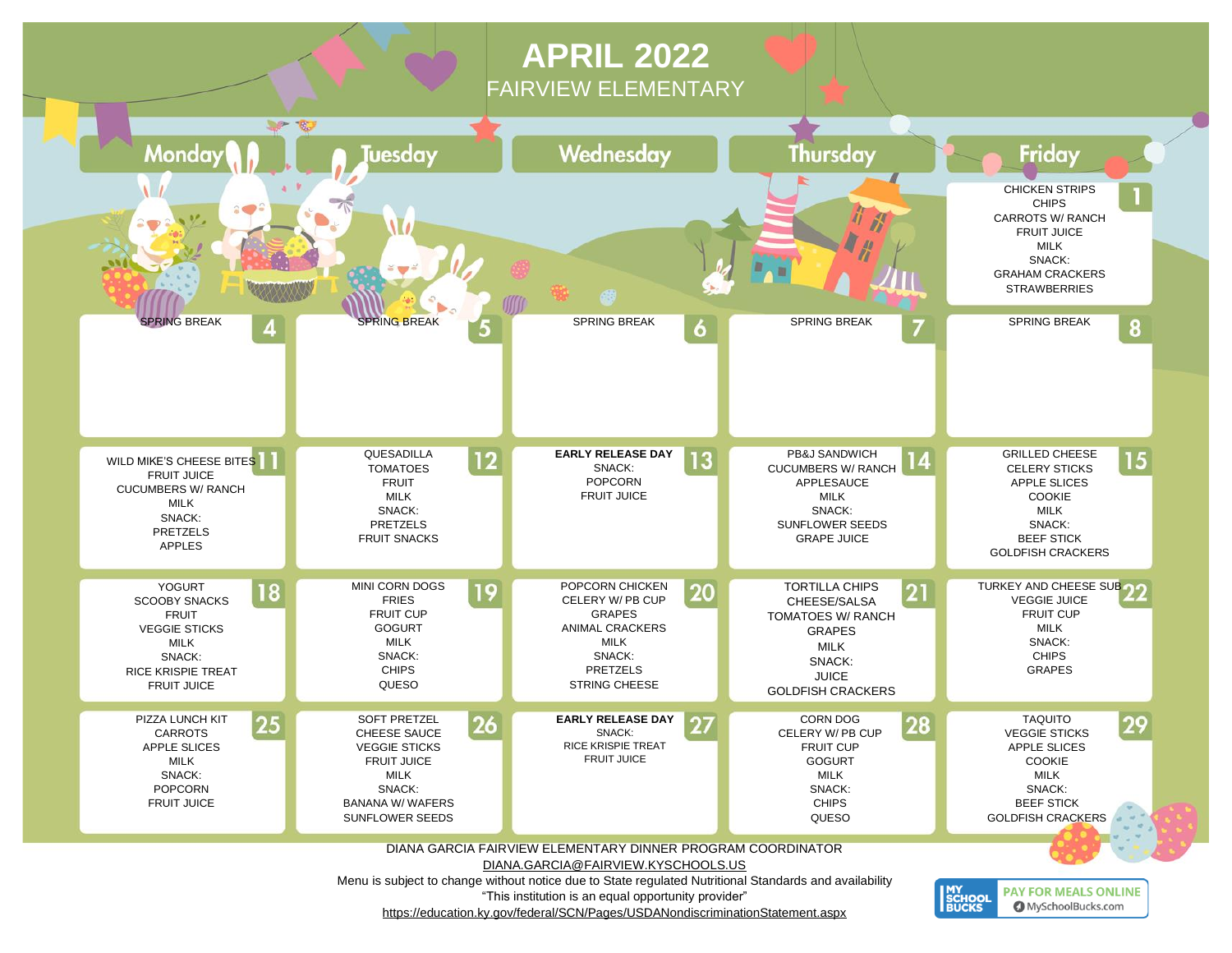# APRIL 2022

## FAIRVIEW ELEMENTARY

| Monday | Tuesday | Wednesday | Thursday | Friday |
|---|---|---|---|---|
| | | | | **1** CHICKEN STRIPS<br>CHIPS<br>CARROTS W/ RANCH<br>FRUIT JUICE<br>MILK<br>SNACK:<br>GRAHAM CRACKERS<br>STRAWBERRIES |
| **4** SPRING BREAK | **5** SPRING BREAK | **6** SPRING BREAK | **7** SPRING BREAK | **8** SPRING BREAK |
| **11** WILD MIKE'S CHEESE BITES<br>FRUIT JUICE<br>CUCUMBERS W/ RANCH<br>MILK<br>SNACK:<br>PRETZELS<br>APPLES | **12** QUESADILLA<br>TOMATOES<br>FRUIT<br>MILK<br>SNACK:<br>PRETZELS<br>FRUIT SNACKS | **13** **EARLY RELEASE DAY**<br>SNACK:<br>POPCORN<br>FRUIT JUICE | **14** PB&J SANDWICH<br>CUCUMBERS W/ RANCH<br>APPLESAUCE<br>MILK<br>SNACK:<br>SUNFLOWER SEEDS<br>GRAPE JUICE | **15** GRILLED CHEESE<br>CELERY STICKS<br>APPLE SLICES<br>COOKIE<br>MILK<br>SNACK:<br>BEEF STICK<br>GOLDFISH CRACKERS |
| **18** YOGURT<br>SCOOBY SNACKS<br>FRUIT<br>VEGGIE STICKS<br>MILK<br>SNACK:<br>RICE KRISPIE TREAT<br>FRUIT JUICE | **19** MINI CORN DOGS<br>FRIES<br>FRUIT CUP<br>GOGURT<br>MILK<br>SNACK:<br>CHIPS<br>QUESO | **20** POPCORN CHICKEN<br>CELERY W/ PB CUP<br>GRAPES<br>ANIMAL CRACKERS<br>MILK<br>SNACK:<br>PRETZELS<br>STRING CHEESE | **21** TORTILLA CHIPS<br>CHEESE/SALSA<br>TOMATOES W/ RANCH<br>GRAPES<br>MILK<br>SNACK:<br>JUICE<br>GOLDFISH CRACKERS | **22** TURKEY AND CHEESE SUB<br>VEGGIE JUICE<br>FRUIT CUP<br>MILK<br>SNACK:<br>CHIPS<br>GRAPES |
| **25** PIZZA LUNCH KIT<br>CARROTS<br>APPLE SLICES<br>MILK<br>SNACK:<br>POPCORN<br>FRUIT JUICE | **26** SOFT PRETZEL<br>CHEESE SAUCE<br>VEGGIE STICKS<br>FRUIT JUICE<br>MILK<br>SNACK:<br>BANANA W/ WAFERS<br>SUNFLOWER SEEDS | **27** **EARLY RELEASE DAY**<br>SNACK:<br>RICE KRISPIE TREAT<br>FRUIT JUICE | **28** CORN DOG<br>CELERY W/ PB CUP<br>FRUIT CUP<br>GOGURT<br>MILK<br>SNACK:<br>CHIPS<br>QUESO | **29** TAQUITO<br>VEGGIE STICKS<br>APPLE SLICES<br>COOKIE<br>MILK<br>SNACK:<br>BEEF STICK<br>GOLDFISH CRACKERS |

DIANA GARCIA FAIRVIEW ELEMENTARY DINNER PROGRAM COORDINATOR

DIANA.GARCIA@FAIRVIEW.KYSCHOOLS.US

Menu is subject to change without notice due to State regulated Nutritional Standards and availability

"This institution is an equal opportunity provider"

https://education.ky.gov/federal/SCN/Pages/USDANondiscriminationStatement.aspx

MY SCHOOL BUCKS — PAY FOR MEALS ONLINE — MySchoolBucks.com